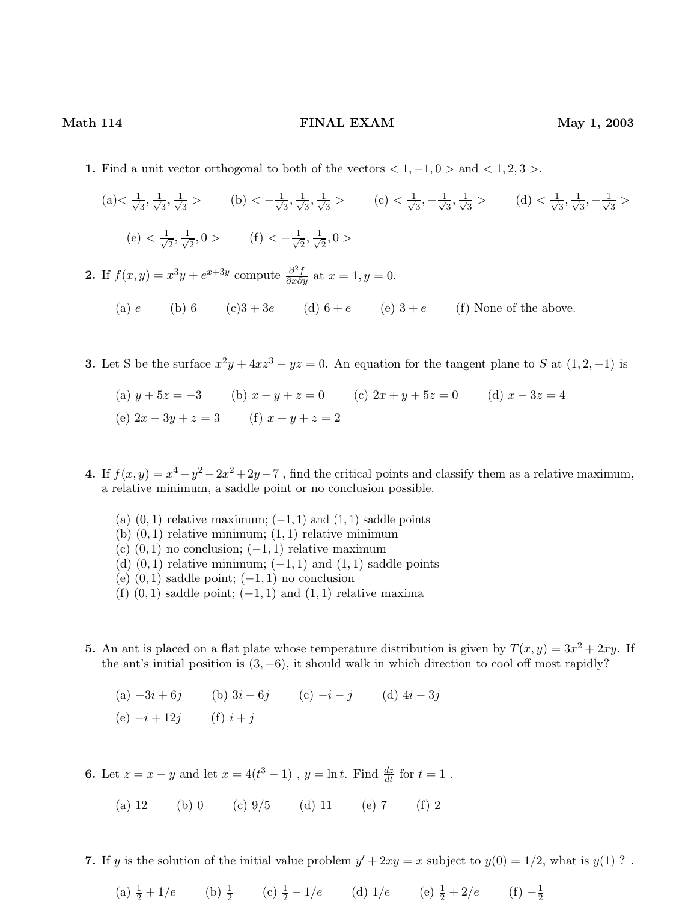**Math 114** **FINAL EXAM** **May 1, 2003**

**1.** Find a unit vector orthogonal to both of the vectors $< 1, -1, 0 >$ and $< 1, 2, 3 >$.

(a)$< \frac{1}{\sqrt{3}}, \frac{1}{\sqrt{3}}, \frac{1}{\sqrt{3}} >$ (b) $< -\frac{1}{\sqrt{3}}, \frac{1}{\sqrt{3}}, \frac{1}{\sqrt{3}} >$ (c) $< \frac{1}{\sqrt{3}}, -\frac{1}{\sqrt{3}}, \frac{1}{\sqrt{3}} >$ (d) $< \frac{1}{\sqrt{3}}, \frac{1}{\sqrt{3}}, -\frac{1}{\sqrt{3}} >$

(e) $< \frac{1}{\sqrt{2}}, \frac{1}{\sqrt{2}}, 0 >$ (f) $< -\frac{1}{\sqrt{2}}, \frac{1}{\sqrt{2}}, 0 >$

**2.** If $f(x, y) = x^3y + e^{x+3y}$ compute $\frac{\partial^2 f}{\partial x \partial y}$ at $x = 1, y = 0$.

(a) $e$ (b) 6 (c)$3 + 3e$ (d) $6 + e$ (e) $3 + e$ (f) None of the above.

**3.** Let S be the surface $x^2y + 4xz^3 - yz = 0$. An equation for the tangent plane to $S$ at $(1, 2, -1)$ is

(a) $y + 5z = -3$ (b) $x - y + z = 0$ (c) $2x + y + 5z = 0$ (d) $x - 3z = 4$

(e) $2x - 3y + z = 3$ (f) $x + y + z = 2$

**4.** If $f(x, y) = x^4 - y^2 - 2x^2 + 2y - 7$ , find the critical points and classify them as a relative maximum, a relative minimum, a saddle point or no conclusion possible.

(a) $(0, 1)$ relative maximum; $(-1, 1)$ and $(1, 1)$ saddle points
(b) $(0, 1)$ relative minimum; $(1, 1)$ relative minimum
(c) $(0, 1)$ no conclusion; $(-1, 1)$ relative maximum
(d) $(0, 1)$ relative minimum; $(-1, 1)$ and $(1, 1)$ saddle points
(e) $(0, 1)$ saddle point; $(-1, 1)$ no conclusion
(f) $(0, 1)$ saddle point; $(-1, 1)$ and $(1, 1)$ relative maxima

**5.** An ant is placed on a flat plate whose temperature distribution is given by $T(x, y) = 3x^2 + 2xy$. If the ant's initial position is $(3, -6)$, it should walk in which direction to cool off most rapidly?

(a) $-3i + 6j$ (b) $3i - 6j$ (c) $-i - j$ (d) $4i - 3j$

(e) $-i + 12j$ (f) $i + j$

**6.** Let $z = x - y$ and let $x = 4(t^3 - 1)$ , $y = \ln t$. Find $\frac{dz}{dt}$ for $t = 1$ .

(a) 12 (b) 0 (c) 9/5 (d) 11 (e) 7 (f) 2

**7.** If $y$ is the solution of the initial value problem $y' + 2xy = x$ subject to $y(0) = 1/2$, what is $y(1)$ ? .

(a) $\frac{1}{2} + 1/e$ (b) $\frac{1}{2}$ (c) $\frac{1}{2} - 1/e$ (d) $1/e$ (e) $\frac{1}{2} + 2/e$ (f) $-\frac{1}{2}$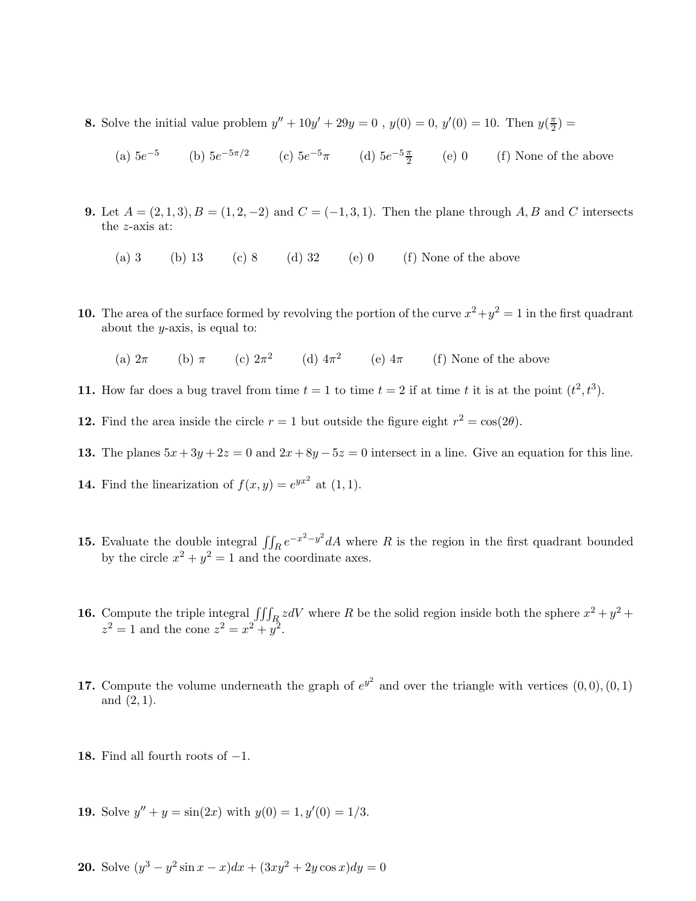**8.** Solve the initial value problem $y'' + 10y' + 29y = 0$ , $y(0) = 0$, $y'(0) = 10$. Then $y(\frac{\pi}{2}) =$

(a) $5e^{-5}$ (b) $5e^{-5\pi/2}$ (c) $5e^{-5}\pi$ (d) $5e^{-5}\frac{\pi}{2}$ (e) 0 (f) None of the above

**9.** Let $A = (2, 1, 3), B = (1, 2, -2)$ and $C = (-1, 3, 1)$. Then the plane through $A, B$ and $C$ intersects the $z$-axis at:

(a) 3 (b) 13 (c) 8 (d) 32 (e) 0 (f) None of the above

**10.** The area of the surface formed by revolving the portion of the curve $x^2+y^2 = 1$ in the first quadrant about the $y$-axis, is equal to:

(a) $2\pi$ (b) $\pi$ (c) $2\pi^2$ (d) $4\pi^2$ (e) $4\pi$ (f) None of the above

**11.** How far does a bug travel from time $t = 1$ to time $t = 2$ if at time $t$ it is at the point $(t^2, t^3)$.

**12.** Find the area inside the circle $r = 1$ but outside the figure eight $r^2 = \cos(2\theta)$.

**13.** The planes $5x + 3y + 2z = 0$ and $2x + 8y - 5z = 0$ intersect in a line. Give an equation for this line.

**14.** Find the linearization of $f(x, y) = e^{yx^2}$ at $(1, 1)$.

**15.** Evaluate the double integral $\iint_R e^{-x^2-y^2} dA$ where $R$ is the region in the first quadrant bounded by the circle $x^2 + y^2 = 1$ and the coordinate axes.

**16.** Compute the triple integral $\iiint_R z dV$ where $R$ be the solid region inside both the sphere $x^2 + y^2 + z^2 = 1$ and the cone $z^2 = x^2 + y^2$.

**17.** Compute the volume underneath the graph of $e^{y^2}$ and over the triangle with vertices $(0, 0), (0, 1)$ and $(2, 1)$.

**18.** Find all fourth roots of $-1$.

**19.** Solve $y'' + y = \sin(2x)$ with $y(0) = 1, y'(0) = 1/3$.

**20.** Solve $(y^3 - y^2 \sin x - x)dx + (3xy^2 + 2y \cos x)dy = 0$